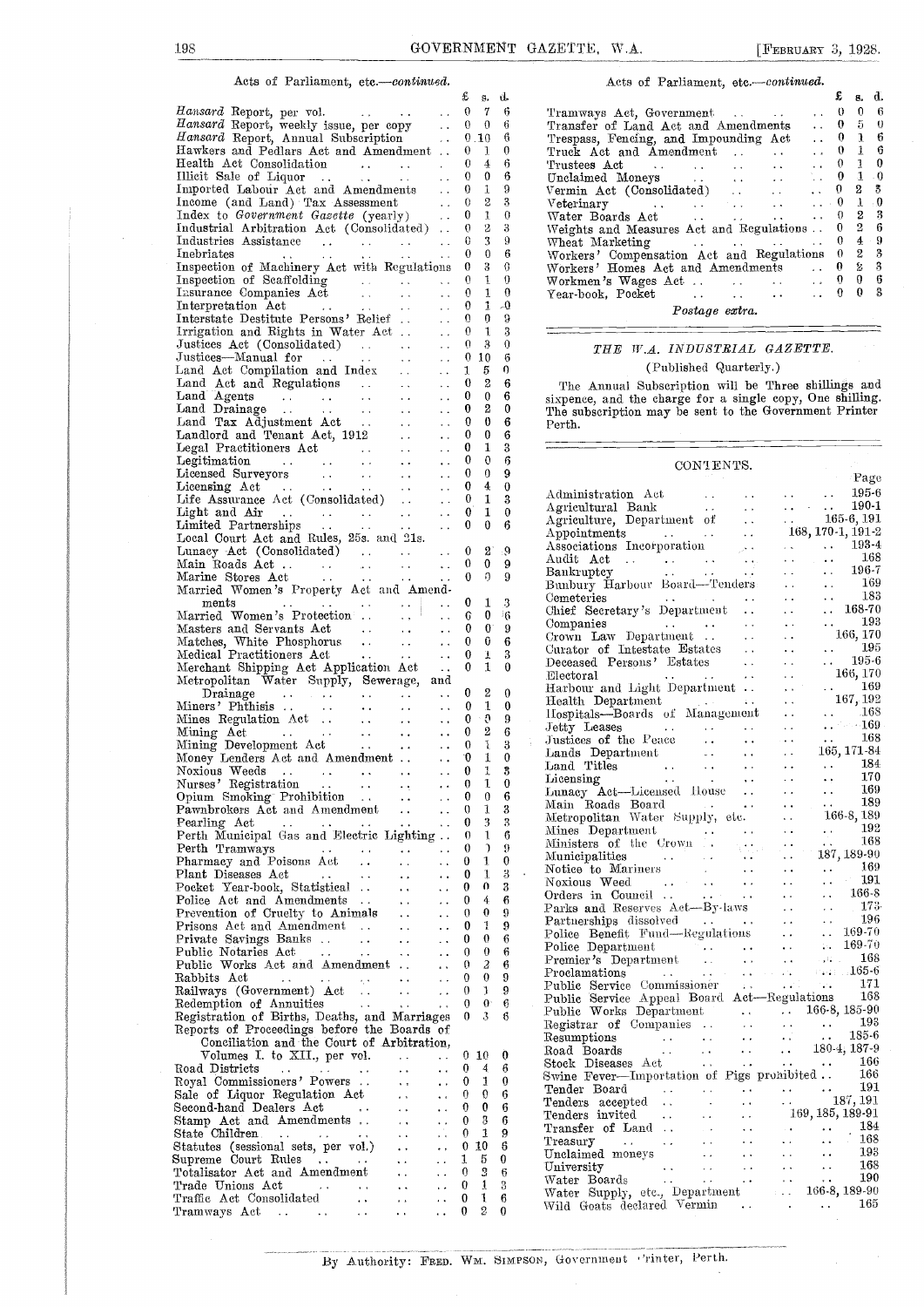Acts of Parliament, etc.—*continued.*

| | £ | s. | d. |
|---|---|---|---|
| *Hansard* Report, per vol. | 0 | 7 | 6 |
| *Hansard* Report, weekly issue, per copy | 0 | 0 | 6 |
| *Hansard* Report, Annual Subscription | 0 | 10 | 6 |
| Hawkers and Pedlars Act and Amendment | 0 | 1 | 0 |
| Health Act Consolidation | 0 | 4 | 6 |
| Illicit Sale of Liquor | 0 | 0 | 6 |
| Imported Labour Act and Amendments | 0 | 1 | 9 |
| Income (and Land) Tax Assessment | 0 | 2 | 3 |
| Index to *Government Gazette* (yearly) | 0 | 1 | 0 |
| Industrial Arbitration Act (Consolidated) | 0 | 2 | 3 |
| Industries Assistance | 0 | 3 | 9 |
| Inebriates | 0 | 0 | 6 |
| Inspection of Machinery Act with Regulations | 0 | 3 | 6 |
| Inspection of Scaffolding | 0 | 1 | 9 |
| Insurance Companies Act | 0 | 1 | 0 |
| Interpretation Act | 0 | 1 | 0 |
| Interstate Destitute Persons' Relief | 0 | 0 | 9 |
| Irrigation and Rights in Water Act | 0 | 1 | 3 |
| Justices Act (Consolidated) | 0 | 3 | 0 |
| Justices—Manual for | 0 | 10 | 6 |
| Land Act Compilation and Index | 1 | 5 | 0 |
| Land Act and Regulations | 0 | 2 | 6 |
| Land Agents | 0 | 0 | 6 |
| Land Drainage | 0 | 2 | 0 |
| Land Tax Adjustment Act | 0 | 0 | 6 |
| Landlord and Tenant Act, 1912 | 0 | 0 | 6 |
| Legal Practitioners Act | 0 | 1 | 3 |
| Legitimation | 0 | 0 | 6 |
| Licensed Surveyors | 0 | 0 | 9 |
| Licensing Act | 0 | 4 | 0 |
| Life Assurance Act (Consolidated) | 0 | 1 | 3 |
| Light and Air | 0 | 1 | 0 |
| Limited Partnerships | 0 | 0 | 6 |
| Local Court Act and Rules, 25s. and 21s. | | | |
| Lunacy Act (Consolidated) | 0 | 2 | 9 |
| Main Roads Act | 0 | 0 | 9 |
| Marine Stores Act | 0 | 0 | 9 |
| Married Women's Property Act and Amendments | 0 | 1 | 3 |
| Married Women's Protection | 0 | 0 | 6 |
| Masters and Servants Act | 0 | 0 | 9 |
| Matches, White Phosphorus | 0 | 0 | 6 |
| Medical Practitioners Act | 0 | 1 | 3 |
| Merchant Shipping Act Application Act | 0 | 1 | 0 |
| Metropolitan Water Supply, Sewerage, and Drainage | 0 | 2 | 0 |
| Miners' Phthisis | 0 | 1 | 0 |
| Mines Regulation Act | 0 | 0 | 9 |
| Mining Act | 0 | 2 | 6 |
| Mining Development Act | 0 | 1 | 3 |
| Money Lenders Act and Amendment | 0 | 1 | 0 |
| Noxious Weeds | 0 | 1 | 3 |
| Nurses' Registration | 0 | 1 | 0 |
| Opium Smoking Prohibition | 0 | 0 | 6 |
| Pawnbrokers Act and Amendment | 0 | 1 | 3 |
| Pearling Act | 0 | 3 | 3 |
| Perth Municipal Gas and Electric Lighting | 0 | 1 | 6 |
| Perth Tramways | 0 | 1 | 9 |
| Pharmacy and Poisons Act | 0 | 1 | 0 |
| Plant Diseases Act | 0 | 1 | 3 |
| Pocket Year-book, Statistical | 0 | 0 | 3 |
| Police Act and Amendments | 0 | 4 | 6 |
| Prevention of Cruelty to Animals | 0 | 0 | 9 |
| Prisons Act and Amendment | 0 | 1 | 9 |
| Private Savings Banks | 0 | 0 | 6 |
| Public Notaries Act | 0 | 0 | 6 |
| Public Works Act and Amendment | 0 | 2 | 6 |
| Rabbits Act | 0 | 0 | 9 |
| Railways (Government) Act | 0 | 1 | 9 |
| Redemption of Annuities | 0 | 0 | 6 |
| Registration of Births, Deaths, and Marriages | 0 | 3 | 6 |
| Reports of Proceedings before the Boards of Conciliation and the Court of Arbitration, Volumes I. to XII., per vol. | 0 | 10 | 0 |
| Road Districts | 0 | 4 | 6 |
| Royal Commissioners' Powers | 0 | 1 | 0 |
| Sale of Liquor Regulation Act | 0 | 0 | 6 |
| Second-hand Dealers Act | 0 | 0 | 6 |
| Stamp Act and Amendments | 0 | 3 | 6 |
| State Children | 0 | 1 | 9 |
| Statutes (sessional sets, per vol.) | 0 | 10 | 6 |
| Supreme Court Rules | 1 | 5 | 0 |
| Totalisator Act and Amendment | 0 | 2 | 6 |
| Trade Unions Act | 0 | 1 | 3 |
| Traffic Act Consolidated | 0 | 1 | 6 |
| Tramways Act | 0 | 2 | 0 |
| Tramways Act, Government | 0 | 0 | 6 |
| Transfer of Land Act and Amendments | 0 | 5 | 0 |
| Trespass, Fencing, and Impounding Act | 0 | 1 | 6 |
| Truck Act and Amendment | 0 | 1 | 6 |
| Trustees Act | 0 | 1 | 0 |
| Unclaimed Moneys | 0 | 1 | 0 |
| Vermin Act (Consolidated) | 0 | 2 | 3 |
| Veterinary | 0 | 1 | 0 |
| Water Boards Act | 0 | 2 | 3 |
| Weights and Measures Act and Regulations | 0 | 2 | 6 |
| Wheat Marketing | 0 | 4 | 9 |
| Workers' Compensation Act and Regulations | 0 | 2 | 3 |
| Workers' Homes Act and Amendments | 0 | 2 | 3 |
| Workmen's Wages Act | 0 | 0 | 6 |
| Year-book, Pocket | 0 | 0 | 3 |

*Postage extra.*

## *THE W.A. INDUSTRIAL GAZETTE.*

(Published Quarterly.)

The Annual Subscription will be Three shillings and sixpence, and the charge for a single copy, One shilling. The subscription may be sent to the Government Printer Perth.

## CONTENTS.

| | Page |
|---|---|
| Administration Act | 195-6 |
| Agricultural Bank | 190-1 |
| Agriculture, Department of | 165-6, 191 |
| Appointments | 168, 170-1, 191-2 |
| Associations Incorporation | 193-4 |
| Audit Act | 168 |
| Bankruptcy | 196-7 |
| Bunbury Harbour Board—Tenders | 169 |
| Cemeteries | 183 |
| Chief Secretary's Department | 168-70 |
| Companies | 193 |
| Crown Law Department | 166, 170 |
| Curator of Intestate Estates | 195 |
| Deceased Persons' Estates | 195-6 |
| Electoral | 166, 170 |
| Harbour and Light Department | 169 |
| Health Department | 167, 192 |
| Hospitals—Boards of Management | 168 |
| Jetty Leases | 169 |
| Justices of the Peace | 168 |
| Lands Department | 165, 171-84 |
| Land Titles | 184 |
| Licensing | 170 |
| Lunacy Act—Licensed House | 169 |
| Main Roads Board | 189 |
| Metropolitan Water Supply, etc. | 166-8, 189 |
| Mines Department | 192 |
| Ministers of the Crown | 168 |
| Municipalities | 187, 189-90 |
| Notice to Mariners | 169 |
| Noxious Weed | 191 |
| Orders in Council | 166-8 |
| Parks and Reserves Act—By-laws | 173 |
| Partnerships dissolved | 196 |
| Police Benefit Fund—Regulations | 169-70 |
| Police Department | 169-70 |
| Premier's Department | 168 |
| Proclamations | 165-6 |
| Public Service Commissioner | 171 |
| Public Service Appeal Board Act—Regulations | 168 |
| Public Works Department | 166-8, 185-90 |
| Registrar of Companies | 193 |
| Resumptions | 185-6 |
| Road Boards | 180-4, 187-9 |
| Stock Diseases Act | 166 |
| Swine Fever—Importation of Pigs prohibited | 166 |
| Tender Board | 191 |
| Tenders accepted | 187, 191 |
| Tenders invited | 169, 185, 189-91 |
| Transfer of Land | 184 |
| Treasury | 168 |
| Unclaimed moneys | 193 |
| University | 168 |
| Water Boards | 190 |
| Water Supply, etc., Department | 166-8, 189-90 |
| Wild Goats declared Vermin | 165 |

By Authority: FRED. WM. SIMPSON, Government Printer, Perth.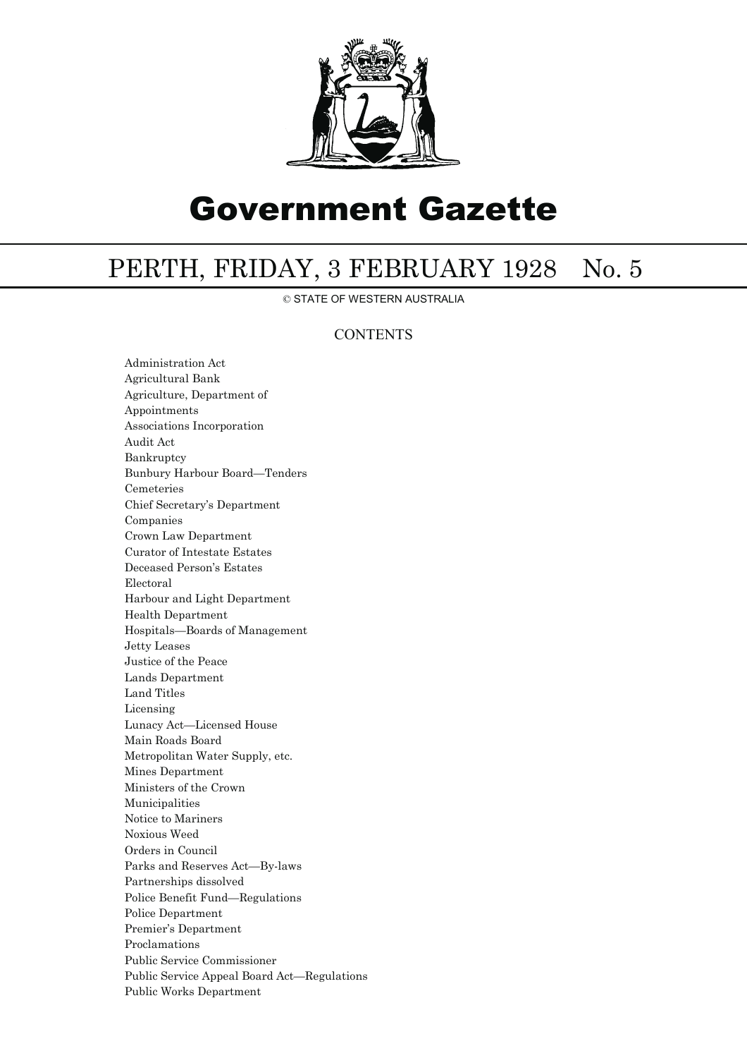# Government Gazette

## PERTH, FRIDAY, 3 FEBRUARY 1928 No. 5

© STATE OF WESTERN AUSTRALIA

### CONTENTS

Administration Act
Agricultural Bank
Agriculture, Department of
Appointments
Associations Incorporation
Audit Act
Bankruptcy
Bunbury Harbour Board—Tenders
Cemeteries
Chief Secretary's Department
Companies
Crown Law Department
Curator of Intestate Estates
Deceased Person's Estates
Electoral
Harbour and Light Department
Health Department
Hospitals—Boards of Management
Jetty Leases
Justice of the Peace
Lands Department
Land Titles
Licensing
Lunacy Act—Licensed House
Main Roads Board
Metropolitan Water Supply, etc.
Mines Department
Ministers of the Crown
Municipalities
Notice to Mariners
Noxious Weed
Orders in Council
Parks and Reserves Act—By-laws
Partnerships dissolved
Police Benefit Fund—Regulations
Police Department
Premier's Department
Proclamations
Public Service Commissioner
Public Service Appeal Board Act—Regulations
Public Works Department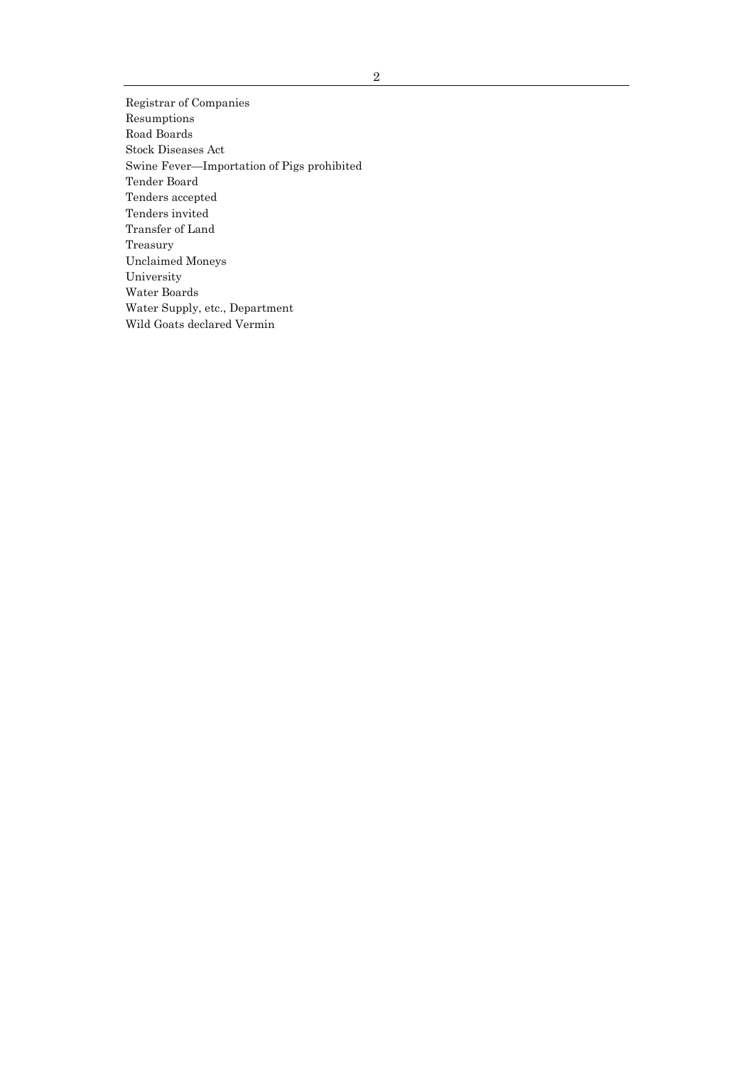Registrar of Companies
Resumptions
Road Boards
Stock Diseases Act
Swine Fever—Importation of Pigs prohibited
Tender Board
Tenders accepted
Tenders invited
Transfer of Land
Treasury
Unclaimed Moneys
University
Water Boards
Water Supply, etc., Department
Wild Goats declared Vermin